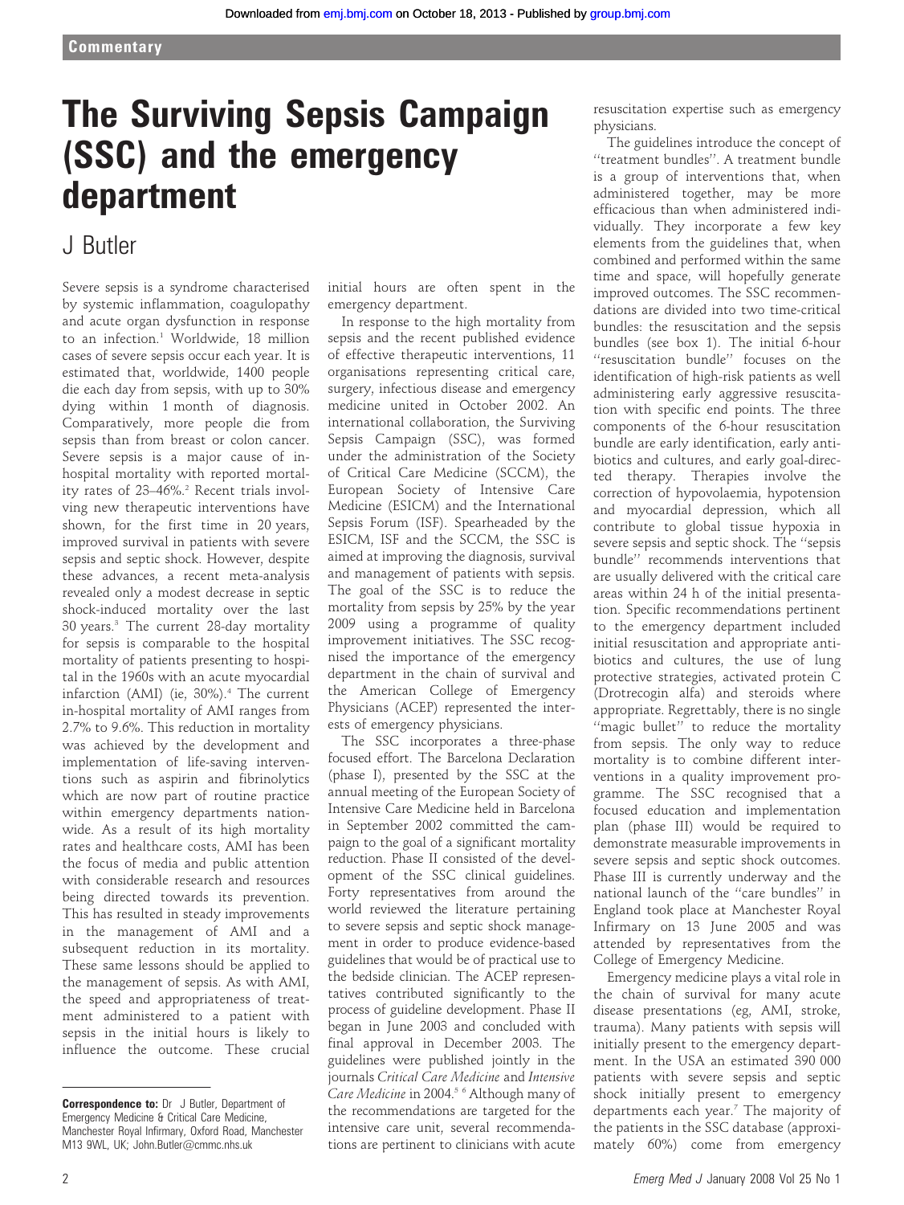Commentary

# The Surviving Sepsis Campaign (SSC) and the emergency department

J Butler

Severe sepsis is a syndrome characterised by systemic inflammation, coagulopathy and acute organ dysfunction in response to an infection.[1] Worldwide, 18 million cases of severe sepsis occur each year. It is estimated that, worldwide, 1400 people die each day from sepsis, with up to 30% dying within 1 month of diagnosis. Comparatively, more people die from sepsis than from breast or colon cancer. Severe sepsis is a major cause of in-hospital mortality with reported mortality rates of 23–46%.[2] Recent trials involving new therapeutic interventions have shown, for the first time in 20 years, improved survival in patients with severe sepsis and septic shock. However, despite these advances, a recent meta-analysis revealed only a modest decrease in septic shock-induced mortality over the last 30 years.[3] The current 28-day mortality for sepsis is comparable to the hospital mortality of patients presenting to hospital in the 1960s with an acute myocardial infarction (AMI) (ie, 30%).[4] The current in-hospital mortality of AMI ranges from 2.7% to 9.6%. This reduction in mortality was achieved by the development and implementation of life-saving interventions such as aspirin and fibrinolytics which are now part of routine practice within emergency departments nationwide. As a result of its high mortality rates and healthcare costs, AMI has been the focus of media and public attention with considerable research and resources being directed towards its prevention. This has resulted in steady improvements in the management of AMI and a subsequent reduction in its mortality. These same lessons should be applied to the management of sepsis. As with AMI, the speed and appropriateness of treatment administered to a patient with sepsis in the initial hours is likely to influence the outcome. These crucial initial hours are often spent in the emergency department.

In response to the high mortality from sepsis and the recent published evidence of effective therapeutic interventions, 11 organisations representing critical care, surgery, infectious disease and emergency medicine united in October 2002. An international collaboration, the Surviving Sepsis Campaign (SSC), was formed under the administration of the Society of Critical Care Medicine (SCCM), the European Society of Intensive Care Medicine (ESICM) and the International Sepsis Forum (ISF). Spearheaded by the ESICM, ISF and the SCCM, the SSC is aimed at improving the diagnosis, survival and management of patients with sepsis. The goal of the SSC is to reduce the mortality from sepsis by 25% by the year 2009 using a programme of quality improvement initiatives. The SSC recognised the importance of the emergency department in the chain of survival and the American College of Emergency Physicians (ACEP) represented the interests of emergency physicians.

The SSC incorporates a three-phase focused effort. The Barcelona Declaration (phase I), presented by the SSC at the annual meeting of the European Society of Intensive Care Medicine held in Barcelona in September 2002 committed the campaign to the goal of a significant mortality reduction. Phase II consisted of the development of the SSC clinical guidelines. Forty representatives from around the world reviewed the literature pertaining to severe sepsis and septic shock management in order to produce evidence-based guidelines that would be of practical use to the bedside clinician. The ACEP representatives contributed significantly to the process of guideline development. Phase II began in June 2003 and concluded with final approval in December 2003. The guidelines were published jointly in the journals *Critical Care Medicine* and *Intensive Care Medicine* in 2004.[5,6] Although many of the recommendations are targeted for the intensive care unit, several recommendations are pertinent to clinicians with acute resuscitation expertise such as emergency physicians.

The guidelines introduce the concept of "treatment bundles". A treatment bundle is a group of interventions that, when administered together, may be more efficacious than when administered individually. They incorporate a few key elements from the guidelines that, when combined and performed within the same time and space, will hopefully generate improved outcomes. The SSC recommendations are divided into two time-critical bundles: the resuscitation and the sepsis bundles (see box 1). The initial 6-hour "resuscitation bundle" focuses on the identification of high-risk patients as well administering early aggressive resuscitation with specific end points. The three components of the 6-hour resuscitation bundle are early identification, early antibiotics and cultures, and early goal-directed therapy. Therapies involve the correction of hypovolaemia, hypotension and myocardial depression, which all contribute to global tissue hypoxia in severe sepsis and septic shock. The "sepsis bundle" recommends interventions that are usually delivered with the critical care areas within 24 h of the initial presentation. Specific recommendations pertinent to the emergency department included initial resuscitation and appropriate antibiotics and cultures, the use of lung protective strategies, activated protein C (Drotrecogin alfa) and steroids where appropriate. Regrettably, there is no single "magic bullet" to reduce the mortality from sepsis. The only way to reduce mortality is to combine different interventions in a quality improvement programme. The SSC recognised that a focused education and implementation plan (phase III) would be required to demonstrate measurable improvements in severe sepsis and septic shock outcomes. Phase III is currently underway and the national launch of the "care bundles" in England took place at Manchester Royal Infirmary on 13 June 2005 and was attended by representatives from the College of Emergency Medicine.

Emergency medicine plays a vital role in the chain of survival for many acute disease presentations (eg, AMI, stroke, trauma). Many patients with sepsis will initially present to the emergency department. In the USA an estimated 390 000 patients with severe sepsis and septic shock initially present to emergency departments each year.[7] The majority of the patients in the SSC database (approximately 60%) come from emergency

**Correspondence to:** Dr J Butler, Department of Emergency Medicine & Critical Care Medicine, Manchester Royal Infirmary, Oxford Road, Manchester M13 9WL, UK; John.Butler@cmmc.nhs.uk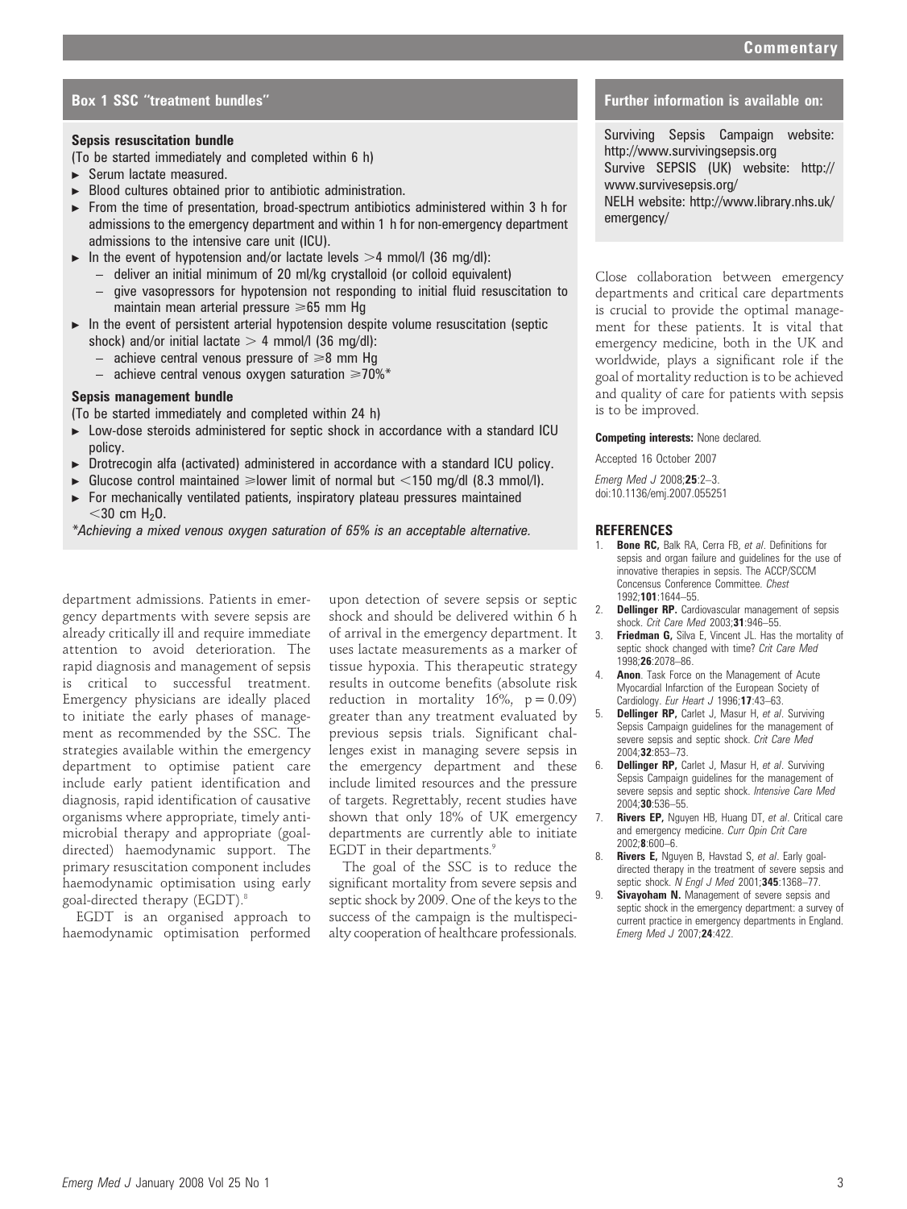## Box 1 SSC "treatment bundles"

**Sepsis resuscitation bundle**

(To be started immediately and completed within 6 h)

- Serum lactate measured.
- Blood cultures obtained prior to antibiotic administration.
- From the time of presentation, broad-spectrum antibiotics administered within 3 h for admissions to the emergency department and within 1 h for non-emergency department admissions to the intensive care unit (ICU).
- In the event of hypotension and/or lactate levels >4 mmol/l (36 mg/dl):
  - deliver an initial minimum of 20 ml/kg crystalloid (or colloid equivalent)
  - give vasopressors for hypotension not responding to initial fluid resuscitation to maintain mean arterial pressure ⩾65 mm Hg
- In the event of persistent arterial hypotension despite volume resuscitation (septic shock) and/or initial lactate > 4 mmol/l (36 mg/dl):
  - achieve central venous pressure of ⩾8 mm Hg
  - achieve central venous oxygen saturation ⩾70%*

**Sepsis management bundle**

(To be started immediately and completed within 24 h)

- Low-dose steroids administered for septic shock in accordance with a standard ICU policy.
- Drotrecogin alfa (activated) administered in accordance with a standard ICU policy.
- Glucose control maintained ⩾lower limit of normal but <150 mg/dl (8.3 mmol/l).
- For mechanically ventilated patients, inspiratory plateau pressures maintained <30 cm $H_2O$.

*\*Achieving a mixed venous oxygen saturation of 65% is an acceptable alternative.*

department admissions. Patients in emergency departments with severe sepsis are already critically ill and require immediate attention to avoid deterioration. The rapid diagnosis and management of sepsis is critical to successful treatment. Emergency physicians are ideally placed to initiate the early phases of management as recommended by the SSC. The strategies available within the emergency department to optimise patient care include early patient identification and diagnosis, rapid identification of causative organisms where appropriate, timely antimicrobial therapy and appropriate (goal-directed) haemodynamic support. The primary resuscitation component includes haemodynamic optimisation using early goal-directed therapy (EGDT).[8]

EGDT is an organised approach to haemodynamic optimisation performed upon detection of severe sepsis or septic shock and should be delivered within 6 h of arrival in the emergency department. It uses lactate measurements as a marker of tissue hypoxia. This therapeutic strategy results in outcome benefits (absolute risk reduction in mortality 16%, $p = 0.09$) greater than any treatment evaluated by previous sepsis trials. Significant challenges exist in managing severe sepsis in the emergency department and these include limited resources and the pressure of targets. Regrettably, recent studies have shown that only 18% of UK emergency departments are currently able to initiate EGDT in their departments.[9]

The goal of the SSC is to reduce the significant mortality from severe sepsis and septic shock by 2009. One of the keys to the success of the campaign is the multispecialty cooperation of healthcare professionals.

## Further information is available on:

Surviving Sepsis Campaign website: http://www.survivingsepsis.org
Survive SEPSIS (UK) website: http://www.survivesepsis.org/
NELH website: http://www.library.nhs.uk/emergency/

Close collaboration between emergency departments and critical care departments is crucial to provide the optimal management for these patients. It is vital that emergency medicine, both in the UK and worldwide, plays a significant role if the goal of mortality reduction is to be achieved and quality of care for patients with sepsis is to be improved.

**Competing interests:** None declared.

Accepted 16 October 2007

*Emerg Med J* 2008;**25**:2–3.
doi:10.1136/emj.2007.055251

## REFERENCES

1. **Bone RC,** Balk RA, Cerra FB, *et al*. Definitions for sepsis and organ failure and guidelines for the use of innovative therapies in sepsis. The ACCP/SCCM Concensus Conference Committee. *Chest* 1992;**101**:1644–55.
2. **Dellinger RP.** Cardiovascular management of sepsis shock. *Crit Care Med* 2003;**31**:946–55.
3. **Friedman G,** Silva E, Vincent JL. Has the mortality of septic shock changed with time? *Crit Care Med* 1998;**26**:2078–86.
4. **Anon**. Task Force on the Management of Acute Myocardial Infarction of the European Society of Cardiology. *Eur Heart J* 1996;**17**:43–63.
5. **Dellinger RP,** Carlet J, Masur H, *et al*. Surviving Sepsis Campaign guidelines for the management of severe sepsis and septic shock. *Crit Care Med* 2004;**32**:853–73.
6. **Dellinger RP,** Carlet J, Masur H, *et al*. Surviving Sepsis Campaign guidelines for the management of severe sepsis and septic shock. *Intensive Care Med* 2004;**30**:536–55.
7. **Rivers EP,** Nguyen HB, Huang DT, *et al*. Critical care and emergency medicine. *Curr Opin Crit Care* 2002;**8**:600–6.
8. **Rivers E,** Nguyen B, Havstad S, *et al*. Early goal-directed therapy in the treatment of severe sepsis and septic shock. *N Engl J Med* 2001;**345**:1368–77.
9. **Sivayoham N.** Management of severe sepsis and septic shock in the emergency department: a survey of current practice in emergency departments in England. *Emerg Med J* 2007;**24**:422.